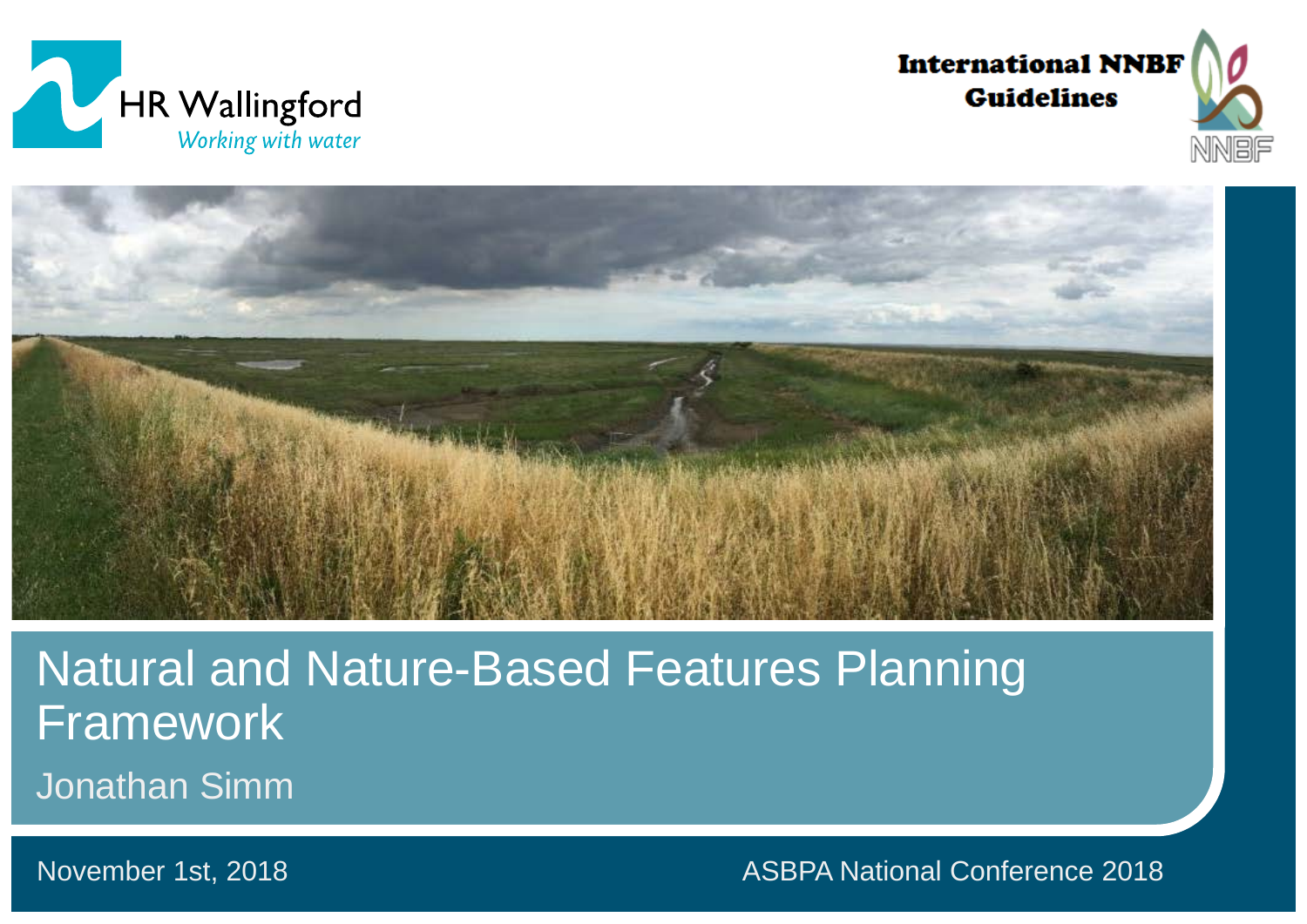HR Wallingford

*Working with water*

**International NNBF Guidelines**

NNBF

# Natural and Nature-Based Features Planning Framework

Jonathan Simm

November 1st, 2018

ASBPA National Conference 2018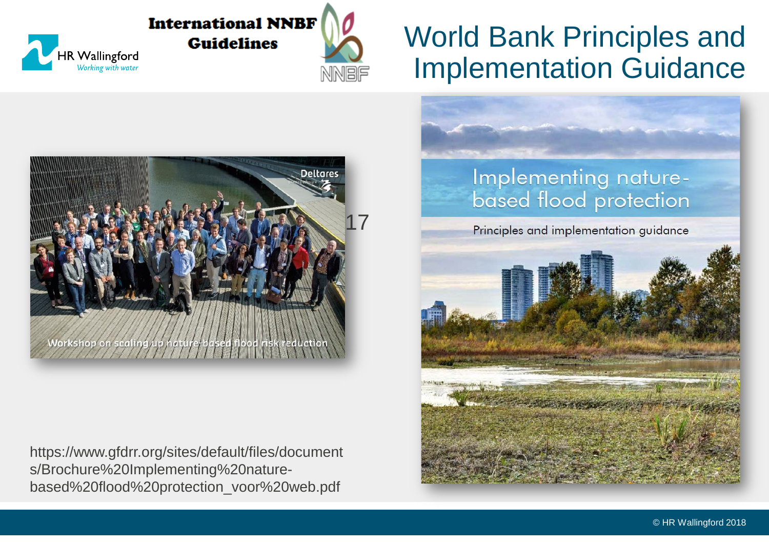# World Bank Principles and Implementation Guidance

International NNBF Guidelines

17

https://www.gfdrr.org/sites/default/files/documents/Brochure%20Implementing%20nature-based%20flood%20protection_voor%20web.pdf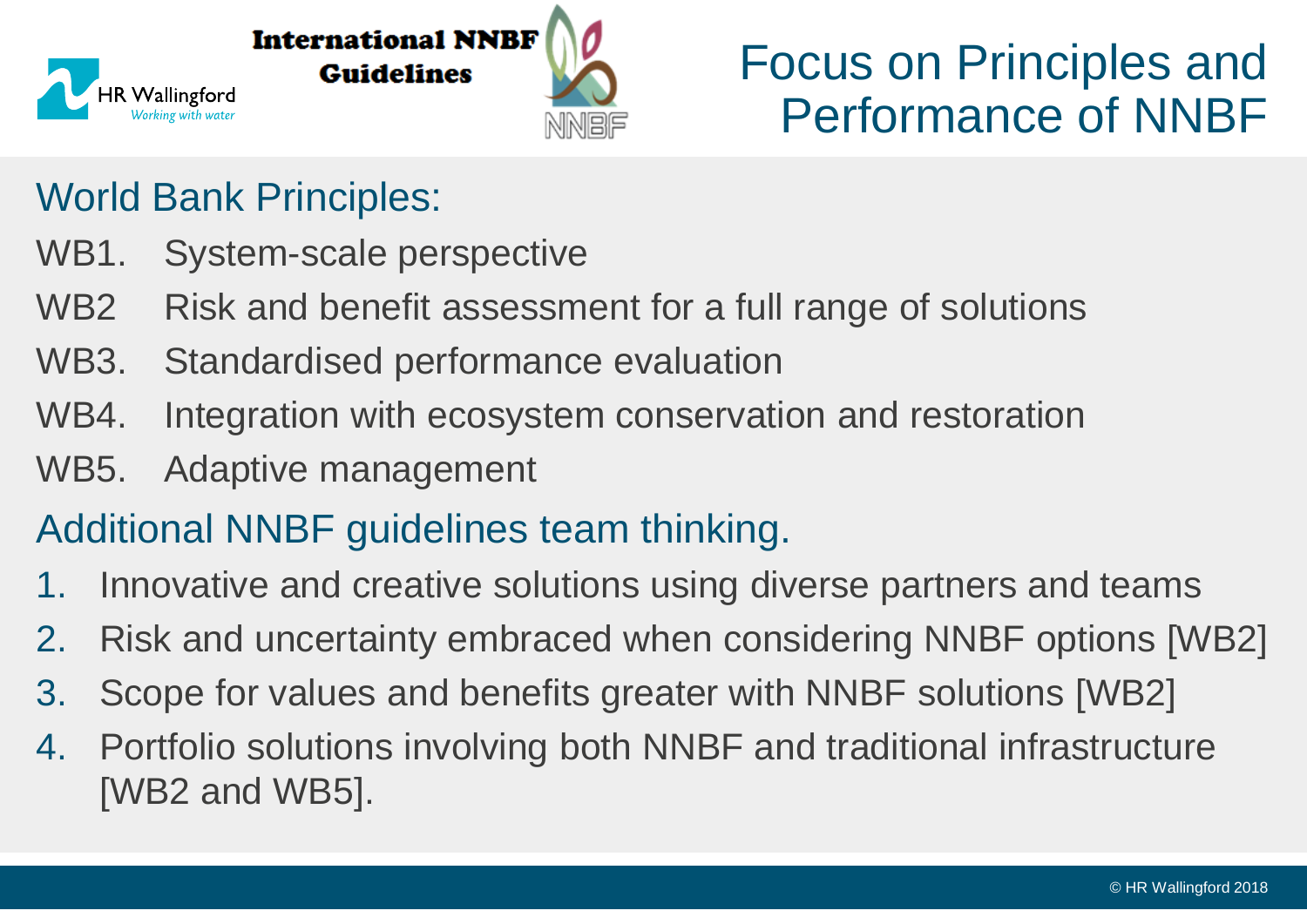# Focus on Principles and Performance of NNBF

## World Bank Principles:

WB1. System-scale perspective

WB2 Risk and benefit assessment for a full range of solutions

WB3. Standardised performance evaluation

WB4. Integration with ecosystem conservation and restoration

WB5. Adaptive management

## Additional NNBF guidelines team thinking.

1. Innovative and creative solutions using diverse partners and teams
2. Risk and uncertainty embraced when considering NNBF options [WB2]
3. Scope for values and benefits greater with NNBF solutions [WB2]
4. Portfolio solutions involving both NNBF and traditional infrastructure [WB2 and WB5].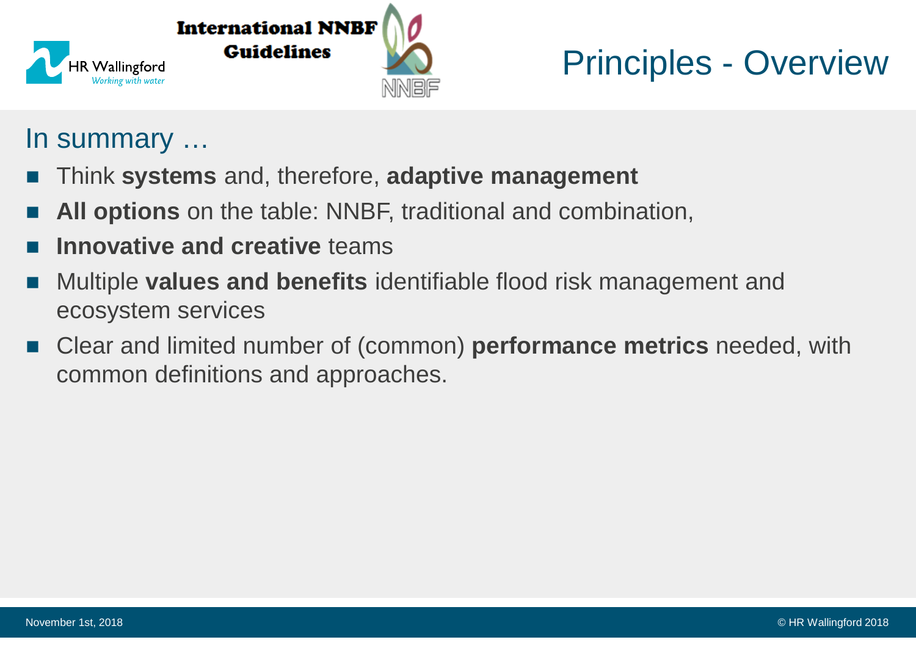# Principles - Overview

## In summary …

- Think **systems** and, therefore, **adaptive management**
- **All options** on the table: NNBF, traditional and combination,
- **Innovative and creative** teams
- Multiple **values and benefits** identifiable flood risk management and ecosystem services
- Clear and limited number of (common) **performance metrics** needed, with common definitions and approaches.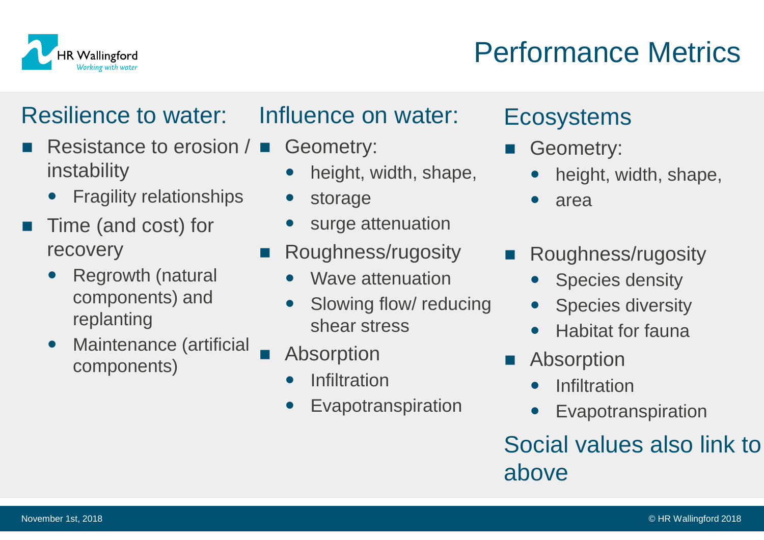# Performance Metrics

## Resilience to water:

- Resistance to erosion / instability
  - Fragility relationships
- Time (and cost) for recovery
  - Regrowth (natural components) and replanting
  - Maintenance (artificial components)

## Influence on water:

- Geometry:
  - height, width, shape,
  - storage
  - surge attenuation
- Roughness/rugosity
  - Wave attenuation
  - Slowing flow/ reducing shear stress
- Absorption
  - Infiltration
  - Evapotranspiration

## Ecosystems

- Geometry:
  - height, width, shape,
  - area
- Roughness/rugosity
  - Species density
  - Species diversity
  - Habitat for fauna
- Absorption
  - Infiltration
  - Evapotranspiration

## Social values also link to above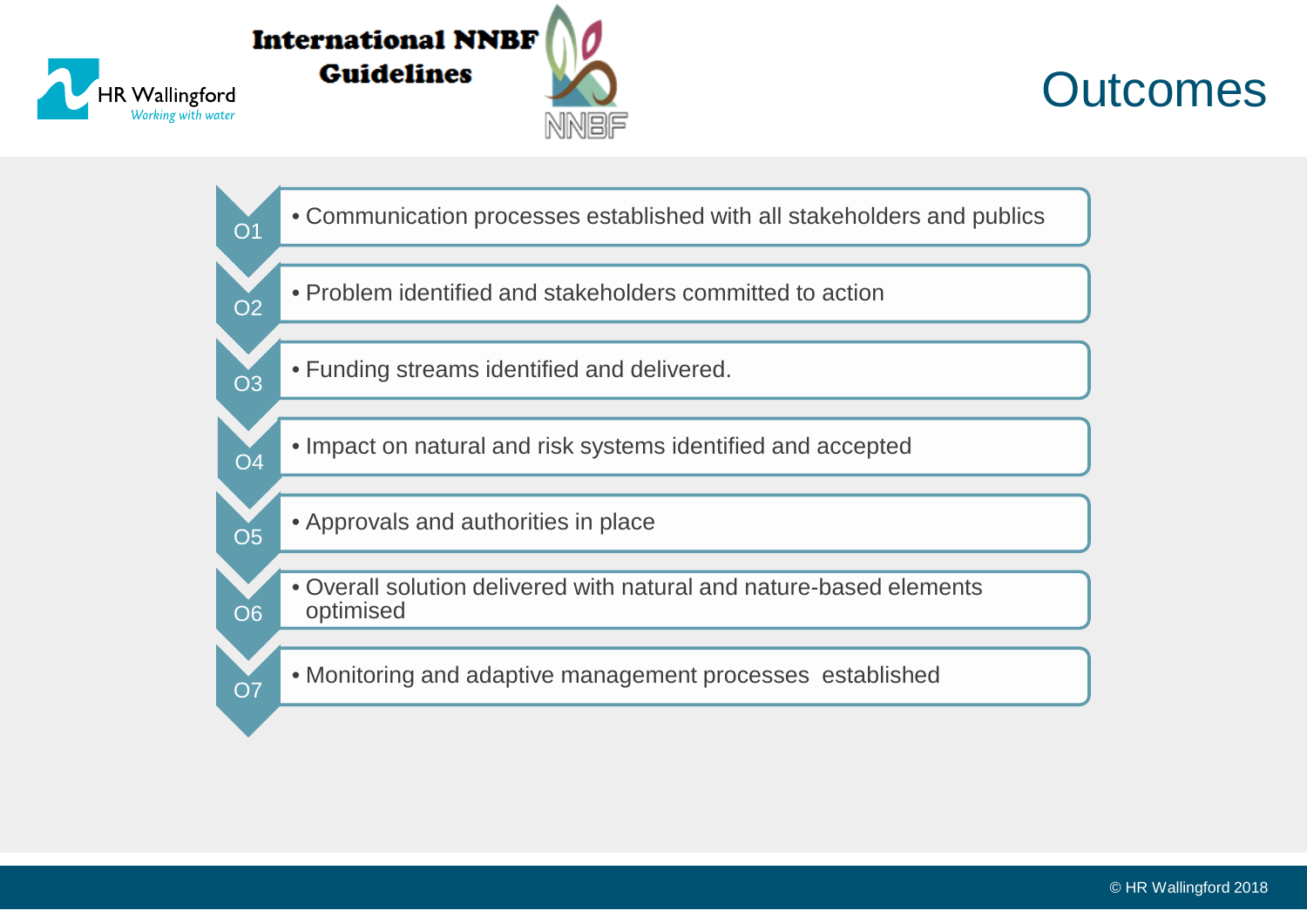# Outcomes

International NNBF Guidelines

- **O1** — Communication processes established with all stakeholders and publics
- **O2** — Problem identified and stakeholders committed to action
- **O3** — Funding streams identified and delivered.
- **O4** — Impact on natural and risk systems identified and accepted
- **O5** — Approvals and authorities in place
- **O6** — Overall solution delivered with natural and nature-based elements optimised
- **O7** — Monitoring and adaptive management processes established

© HR Wallingford 2018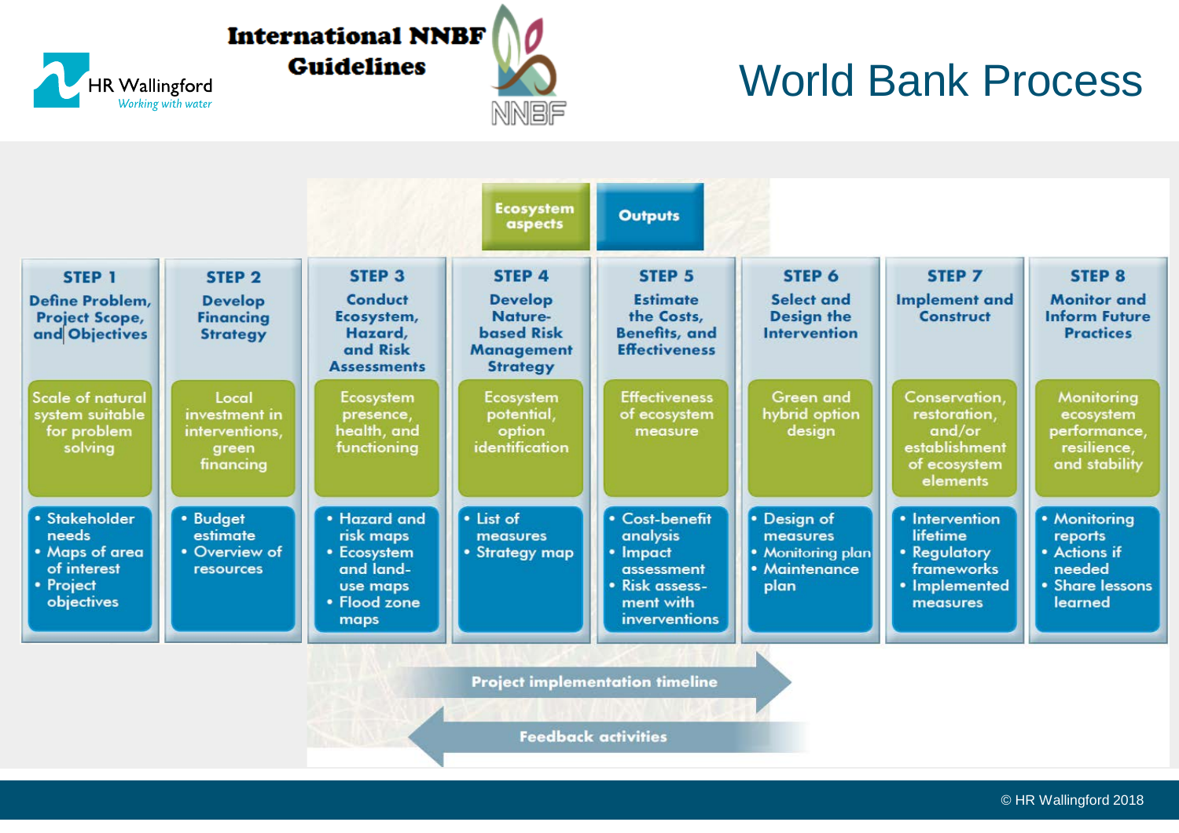# World Bank Process

International NNBF Guidelines

| | STEP 1 | STEP 2 | STEP 3 | STEP 4 | STEP 5 | STEP 6 | STEP 7 | STEP 8 |
|---|---|---|---|---|---|---|---|---|
| | Define Problem, Project Scope, and Objectives | Develop Financing Strategy | Conduct Ecosystem, Hazard, and Risk Assessments | Develop Nature-based Risk Management Strategy | Estimate the Costs, Benefits, and Effectiveness | Select and Design the Intervention | Implement and Construct | Monitor and Inform Future Practices |
| **Ecosystem aspects** | Scale of natural system suitable for problem solving | Local investment in interventions, green financing | Ecosystem presence, health, and functioning | Ecosystem potential, option identification | Effectiveness of ecosystem measure | Green and hybrid option design | Conservation, restoration, and/or establishment of ecosystem elements | Monitoring ecosystem performance, resilience, and stability |
| **Outputs** | • Stakeholder needs<br>• Maps of area of interest<br>• Project objectives | • Budget estimate<br>• Overview of resources | • Hazard and risk maps<br>• Ecosystem and land-use maps<br>• Flood zone maps | • List of measures<br>• Strategy map | • Cost-benefit analysis<br>• Impact assessment<br>• Risk assess-ment with inverventions | • Design of measures<br>• Monitoring plan<br>• Maintenance plan | • Intervention lifetime<br>• Regulatory frameworks<br>• Implemented measures | • Monitoring reports<br>• Actions if needed<br>• Share lessons learned |

Project implementation timeline →

← Feedback activities

© HR Wallingford 2018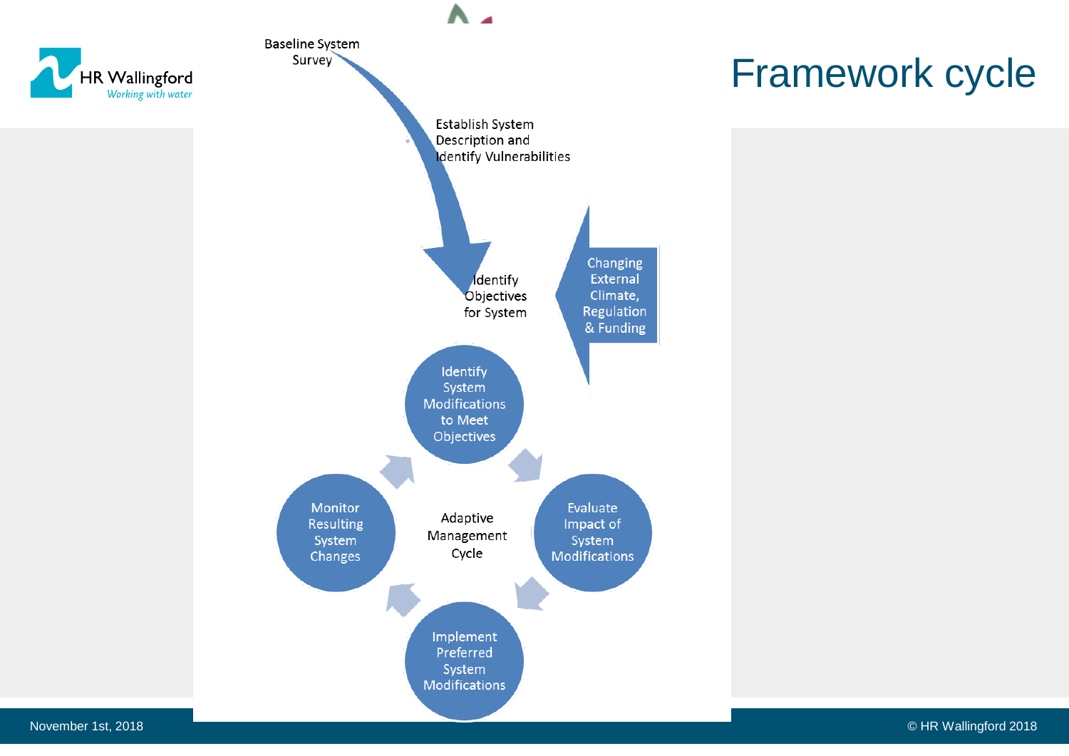# Framework cycle

Baseline System Survey

Establish System Description and Identify Vulnerabilities

Identify Objectives for System

Changing External Climate, Regulation & Funding

Identify System Modifications to Meet Objectives

Evaluate Impact of System Modifications

Implement Preferred System Modifications

Monitor Resulting System Changes

Adaptive Management Cycle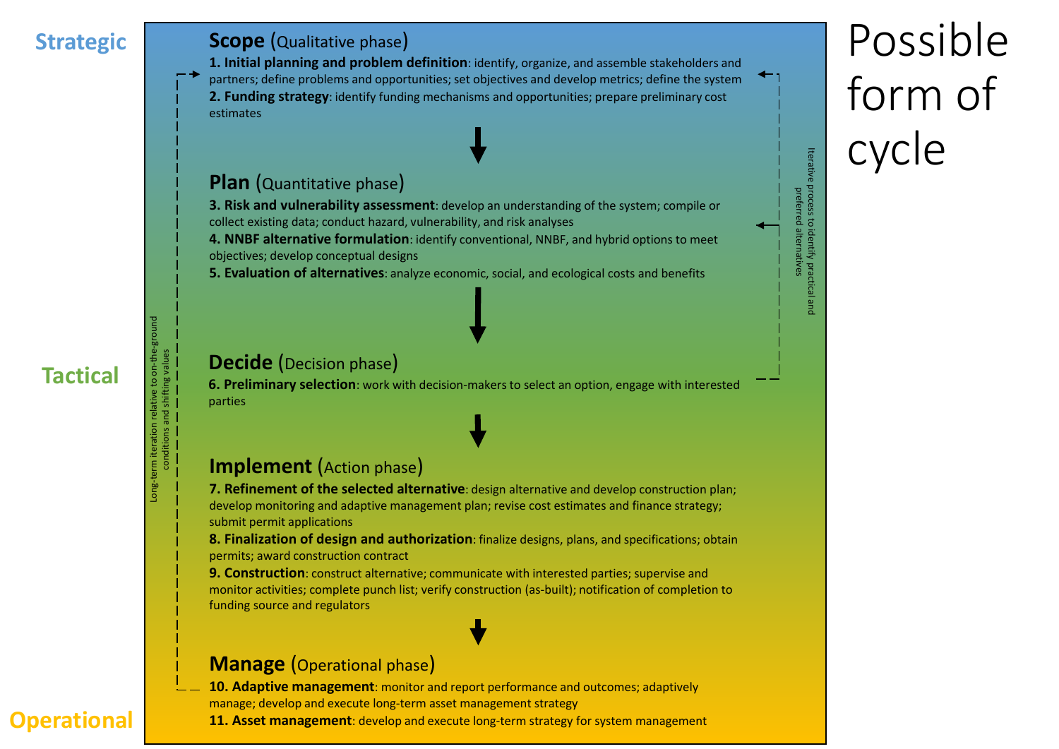# Possible form of cycle

**Strategic**

## Scope (Qualitative phase)

**1. Initial planning and problem definition**: identify, organize, and assemble stakeholders and partners; define problems and opportunities; set objectives and develop metrics; define the system

**2. Funding strategy**: identify funding mechanisms and opportunities; prepare preliminary cost estimates

## Plan (Quantitative phase)

**3. Risk and vulnerability assessment**: develop an understanding of the system; compile or collect existing data; conduct hazard, vulnerability, and risk analyses

**4. NNBF alternative formulation**: identify conventional, NNBF, and hybrid options to meet objectives; develop conceptual designs

**5. Evaluation of alternatives**: analyze economic, social, and ecological costs and benefits

**Tactical**

## Decide (Decision phase)

**6. Preliminary selection**: work with decision-makers to select an option, engage with interested parties

Iterative process to identify practical and preferred alternatives

## Implement (Action phase)

**7. Refinement of the selected alternative**: design alternative and develop construction plan; develop monitoring and adaptive management plan; revise cost estimates and finance strategy; submit permit applications

**8. Finalization of design and authorization**: finalize designs, plans, and specifications; obtain permits; award construction contract

**9. Construction**: construct alternative; communicate with interested parties; supervise and monitor activities; complete punch list; verify construction (as-built); notification of completion to funding source and regulators

**Operational**

## Manage (Operational phase)

**10. Adaptive management**: monitor and report performance and outcomes; adaptively manage; develop and execute long-term asset management strategy

**11. Asset management**: develop and execute long-term strategy for system management

Long-term iteration relative to on-the-ground conditions and shifting values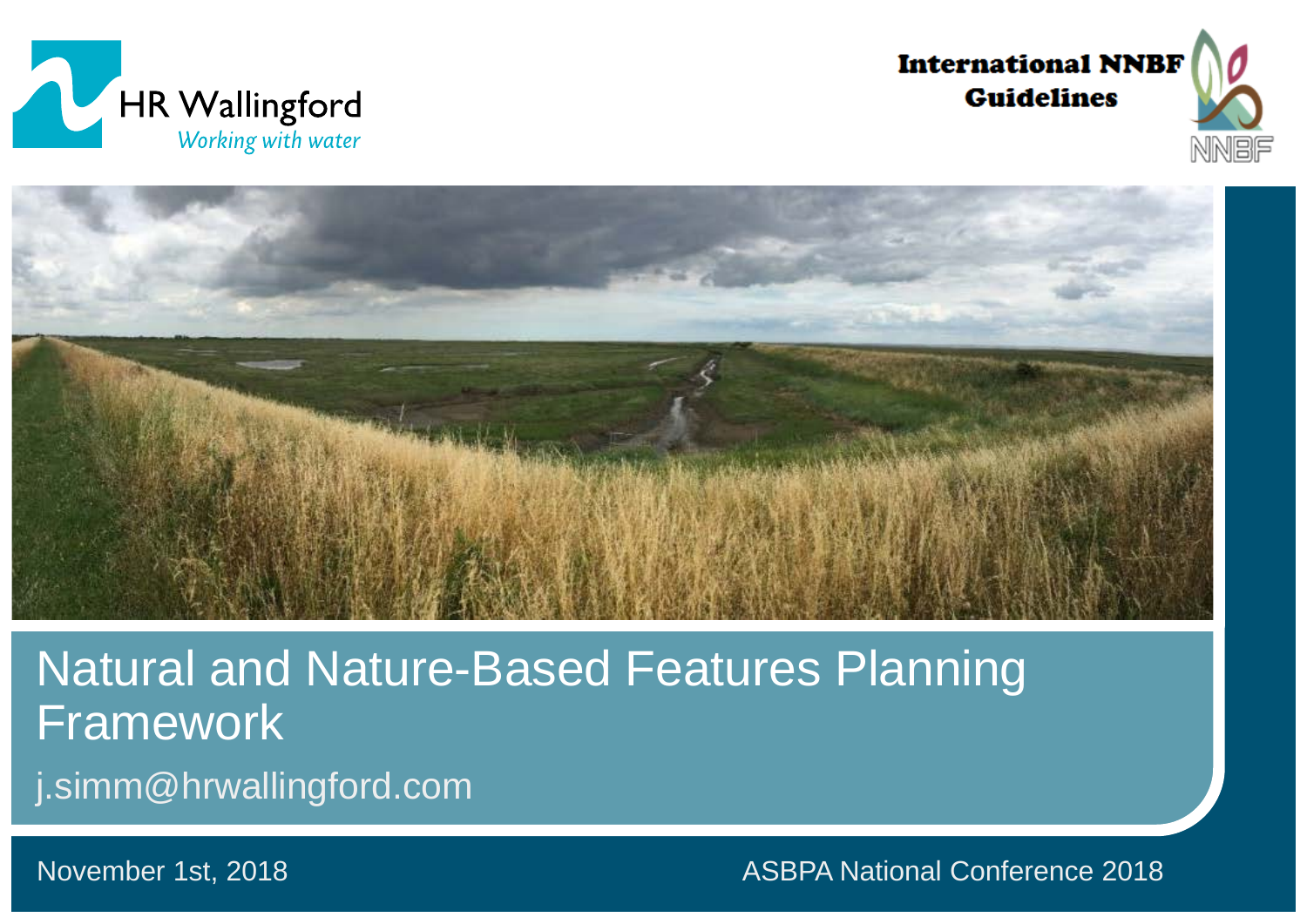HR Wallingford

*Working with water*

International NNBF Guidelines

# Natural and Nature-Based Features Planning Framework

j.simm@hrwallingford.com

November 1st, 2018

ASBPA National Conference 2018